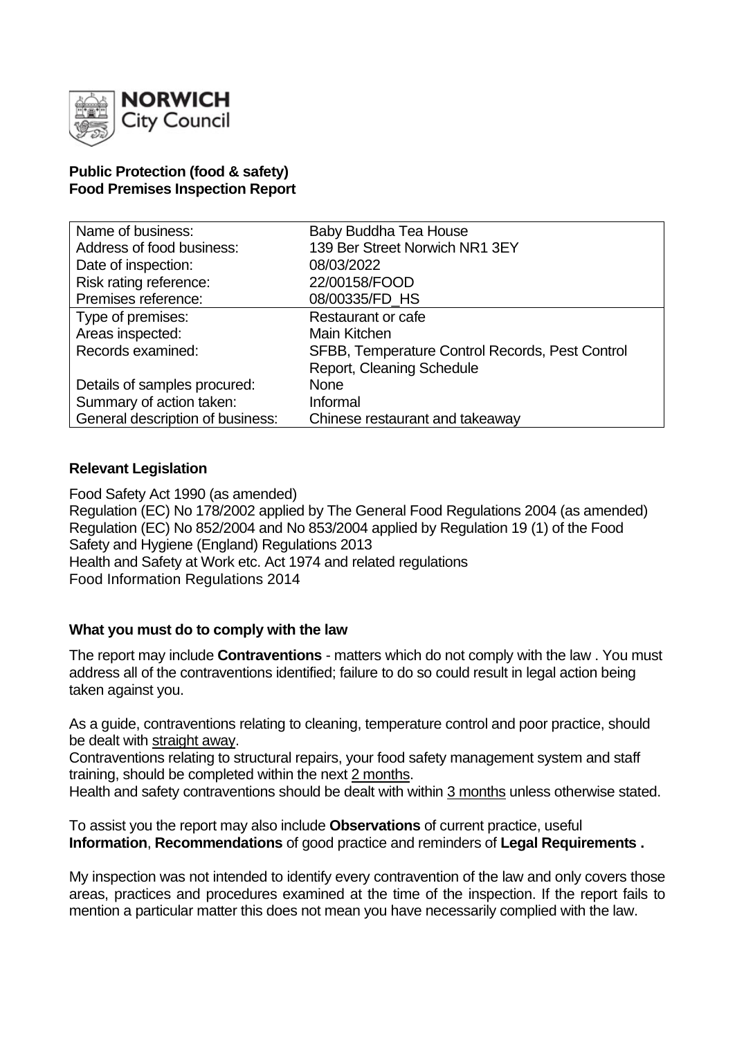**NORWICH City Council**

**Public Protection (food & safety)**
**Food Premises Inspection Report**

| | |
|---|---|
| Name of business: | Baby Buddha Tea House |
| Address of food business: | 139 Ber Street Norwich NR1 3EY |
| Date of inspection: | 08/03/2022 |
| Risk rating reference: | 22/00158/FOOD |
| Premises reference: | 08/00335/FD_HS |
| Type of premises: | Restaurant or cafe |
| Areas inspected: | Main Kitchen |
| Records examined: | SFBB, Temperature Control Records, Pest Control Report, Cleaning Schedule |
| Details of samples procured: | None |
| Summary of action taken: | Informal |
| General description of business: | Chinese restaurant and takeaway |

## Relevant Legislation

Food Safety Act 1990 (as amended)
Regulation (EC) No 178/2002 applied by The General Food Regulations 2004 (as amended)
Regulation (EC) No 852/2004 and No 853/2004 applied by Regulation 19 (1) of the Food Safety and Hygiene (England) Regulations 2013
Health and Safety at Work etc. Act 1974 and related regulations
Food Information Regulations 2014

## What you must do to comply with the law

The report may include **Contraventions** - matters which do not comply with the law . You must address all of the contraventions identified; failure to do so could result in legal action being taken against you.

As a guide, contraventions relating to cleaning, temperature control and poor practice, should be dealt with straight away.
Contraventions relating to structural repairs, your food safety management system and staff training, should be completed within the next 2 months.
Health and safety contraventions should be dealt with within 3 months unless otherwise stated.

To assist you the report may also include **Observations** of current practice, useful **Information**, **Recommendations** of good practice and reminders of **Legal Requirements .**

My inspection was not intended to identify every contravention of the law and only covers those areas, practices and procedures examined at the time of the inspection. If the report fails to mention a particular matter this does not mean you have necessarily complied with the law.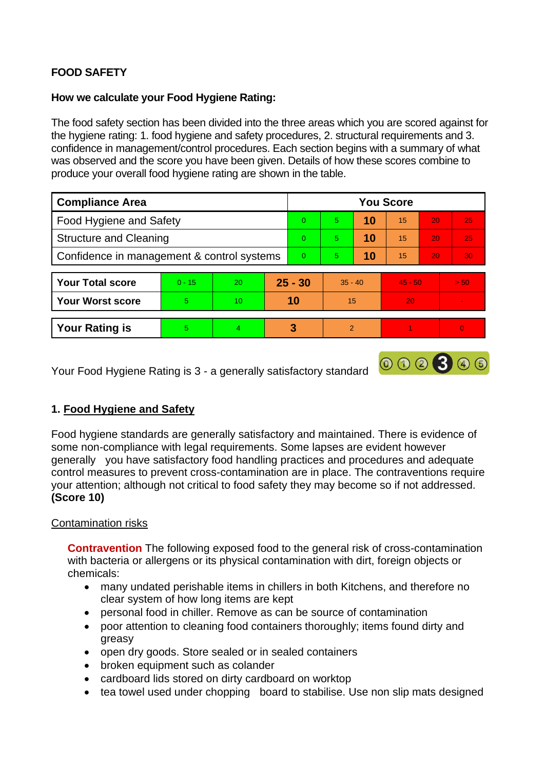**FOOD SAFETY**

**How we calculate your Food Hygiene Rating:**

The food safety section has been divided into the three areas which you are scored against for the hygiene rating: 1. food hygiene and safety procedures, 2. structural requirements and 3. confidence in management/control procedures. Each section begins with a summary of what was observed and the score you have been given. Details of how these scores combine to produce your overall food hygiene rating are shown in the table.

| Compliance Area | You Score | | | | | |
|---|---|---|---|---|---|---|
| Food Hygiene and Safety | 0 | 5 | **10** | 15 | 20 | 25 |
| Structure and Cleaning | 0 | 5 | **10** | 15 | 20 | 25 |
| Confidence in management & control systems | 0 | 5 | **10** | 15 | 20 | 30 |

| | | | | | | |
|---|---|---|---|---|---|---|
| **Your Total score** | 0 - 15 | 20 | **25 - 30** | 35 - 40 | 45 - 50 | > 50 |
| **Your Worst score** | 5 | 10 | **10** | 15 | 20 | - |
| **Your Rating is** | 5 | 4 | **3** | 2 | 1 | 0 |

Your Food Hygiene Rating is 3 - a generally satisfactory standard

## 1. Food Hygiene and Safety

Food hygiene standards are generally satisfactory and maintained. There is evidence of some non-compliance with legal requirements. Some lapses are evident however generally you have satisfactory food handling practices and procedures and adequate control measures to prevent cross-contamination are in place. The contraventions require your attention; although not critical to food safety they may become so if not addressed. **(Score 10)**

Contamination risks

**Contravention** The following exposed food to the general risk of cross-contamination with bacteria or allergens or its physical contamination with dirt, foreign objects or chemicals:

- many undated perishable items in chillers in both Kitchens, and therefore no clear system of how long items are kept
- personal food in chiller. Remove as can be source of contamination
- poor attention to cleaning food containers thoroughly; items found dirty and greasy
- open dry goods. Store sealed or in sealed containers
- broken equipment such as colander
- cardboard lids stored on dirty cardboard on worktop
- tea towel used under chopping board to stabilise. Use non slip mats designed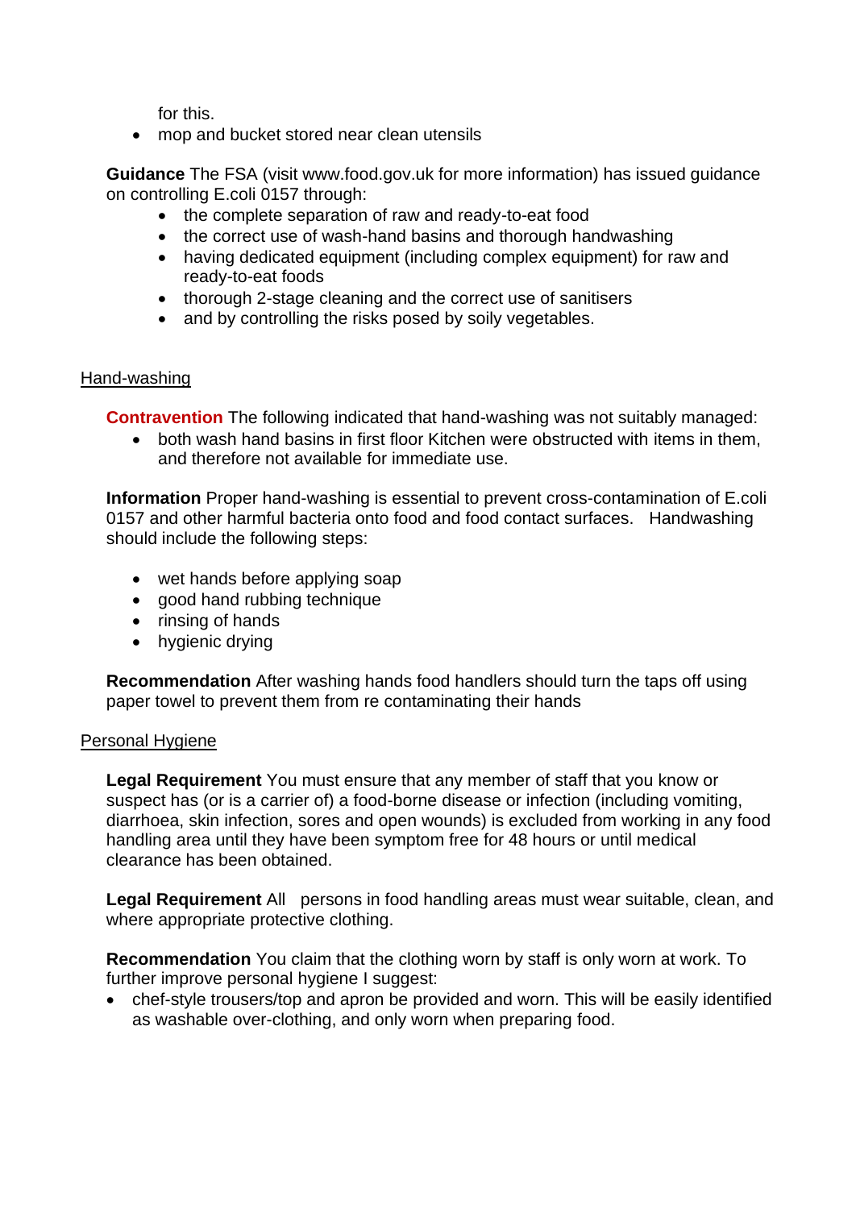for this.

- mop and bucket stored near clean utensils

**Guidance** The FSA (visit www.food.gov.uk for more information) has issued guidance on controlling E.coli 0157 through:

- the complete separation of raw and ready-to-eat food
- the correct use of wash-hand basins and thorough handwashing
- having dedicated equipment (including complex equipment) for raw and ready-to-eat foods
- thorough 2-stage cleaning and the correct use of sanitisers
- and by controlling the risks posed by soily vegetables.

<u>Hand-washing</u>

**Contravention** The following indicated that hand-washing was not suitably managed:

- both wash hand basins in first floor Kitchen were obstructed with items in them, and therefore not available for immediate use.

**Information** Proper hand-washing is essential to prevent cross-contamination of E.coli 0157 and other harmful bacteria onto food and food contact surfaces. Handwashing should include the following steps:

- wet hands before applying soap
- good hand rubbing technique
- rinsing of hands
- hygienic drying

**Recommendation** After washing hands food handlers should turn the taps off using paper towel to prevent them from re contaminating their hands

<u>Personal Hygiene</u>

**Legal Requirement** You must ensure that any member of staff that you know or suspect has (or is a carrier of) a food-borne disease or infection (including vomiting, diarrhoea, skin infection, sores and open wounds) is excluded from working in any food handling area until they have been symptom free for 48 hours or until medical clearance has been obtained.

**Legal Requirement** All persons in food handling areas must wear suitable, clean, and where appropriate protective clothing.

**Recommendation** You claim that the clothing worn by staff is only worn at work. To further improve personal hygiene I suggest:

- chef-style trousers/top and apron be provided and worn. This will be easily identified as washable over-clothing, and only worn when preparing food.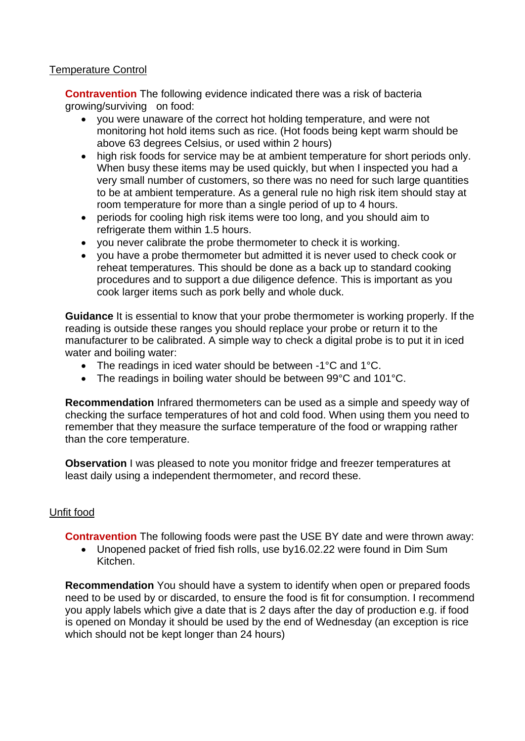## Temperature Control

**Contravention** The following evidence indicated there was a risk of bacteria growing/surviving on food:

- you were unaware of the correct hot holding temperature, and were not monitoring hot hold items such as rice. (Hot foods being kept warm should be above 63 degrees Celsius, or used within 2 hours)
- high risk foods for service may be at ambient temperature for short periods only. When busy these items may be used quickly, but when I inspected you had a very small number of customers, so there was no need for such large quantities to be at ambient temperature. As a general rule no high risk item should stay at room temperature for more than a single period of up to 4 hours.
- periods for cooling high risk items were too long, and you should aim to refrigerate them within 1.5 hours.
- you never calibrate the probe thermometer to check it is working.
- you have a probe thermometer but admitted it is never used to check cook or reheat temperatures. This should be done as a back up to standard cooking procedures and to support a due diligence defence. This is important as you cook larger items such as pork belly and whole duck.

**Guidance** It is essential to know that your probe thermometer is working properly. If the reading is outside these ranges you should replace your probe or return it to the manufacturer to be calibrated. A simple way to check a digital probe is to put it in iced water and boiling water:

- The readings in iced water should be between -1°C and 1°C.
- The readings in boiling water should be between 99°C and 101°C.

**Recommendation** Infrared thermometers can be used as a simple and speedy way of checking the surface temperatures of hot and cold food. When using them you need to remember that they measure the surface temperature of the food or wrapping rather than the core temperature.

**Observation** I was pleased to note you monitor fridge and freezer temperatures at least daily using a independent thermometer, and record these.

## Unfit food

**Contravention** The following foods were past the USE BY date and were thrown away:

- Unopened packet of fried fish rolls, use by16.02.22 were found in Dim Sum Kitchen.

**Recommendation** You should have a system to identify when open or prepared foods need to be used by or discarded, to ensure the food is fit for consumption. I recommend you apply labels which give a date that is 2 days after the day of production e.g. if food is opened on Monday it should be used by the end of Wednesday (an exception is rice which should not be kept longer than 24 hours)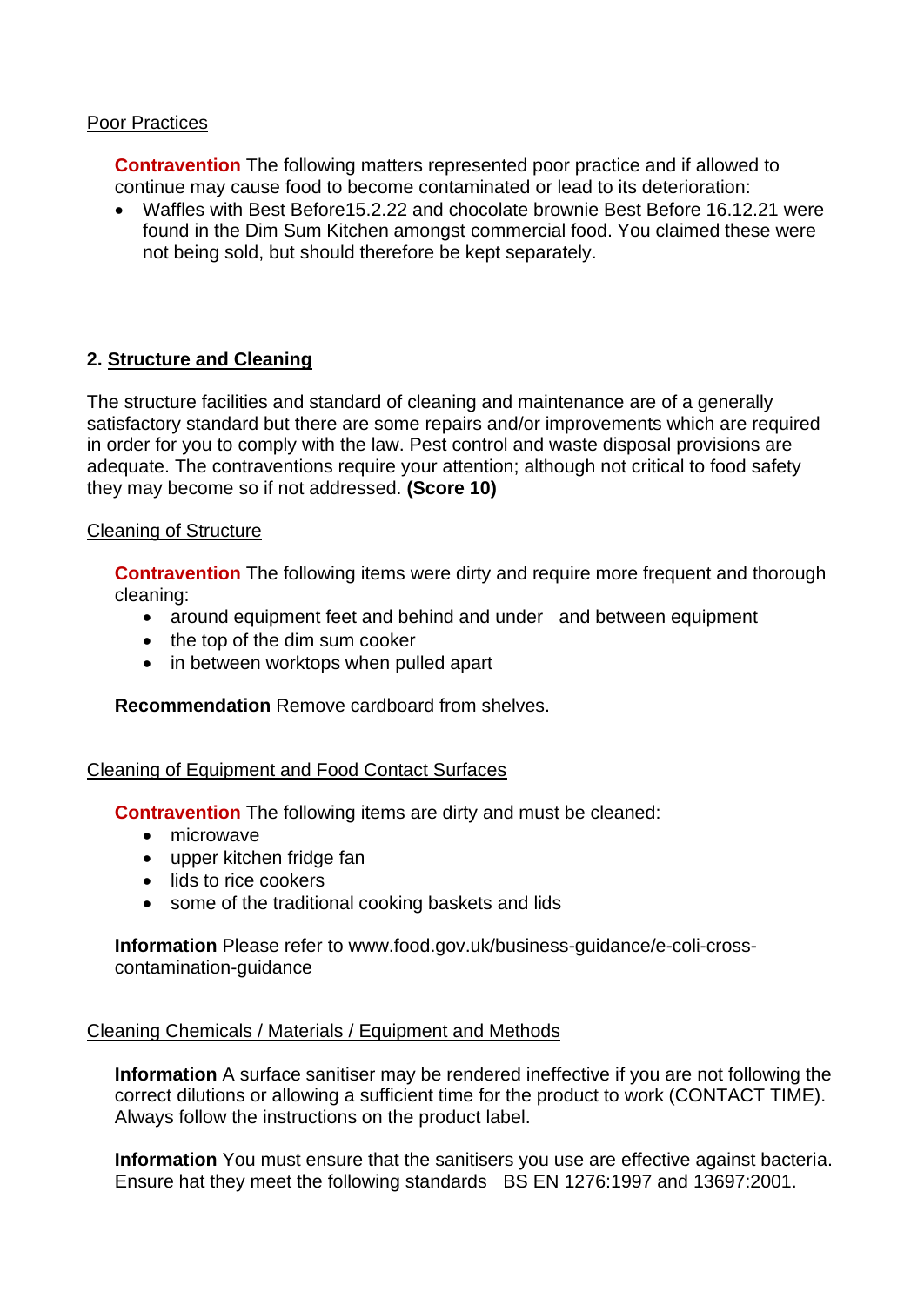Poor Practices

**Contravention** The following matters represented poor practice and if allowed to continue may cause food to become contaminated or lead to its deterioration:

- Waffles with Best Before15.2.22 and chocolate brownie Best Before 16.12.21 were found in the Dim Sum Kitchen amongst commercial food. You claimed these were not being sold, but should therefore be kept separately.

## 2. Structure and Cleaning

The structure facilities and standard of cleaning and maintenance are of a generally satisfactory standard but there are some repairs and/or improvements which are required in order for you to comply with the law. Pest control and waste disposal provisions are adequate. The contraventions require your attention; although not critical to food safety they may become so if not addressed. **(Score 10)**

Cleaning of Structure

**Contravention** The following items were dirty and require more frequent and thorough cleaning:

- around equipment feet and behind and under and between equipment
- the top of the dim sum cooker
- in between worktops when pulled apart

**Recommendation** Remove cardboard from shelves.

Cleaning of Equipment and Food Contact Surfaces

**Contravention** The following items are dirty and must be cleaned:

- microwave
- upper kitchen fridge fan
- lids to rice cookers
- some of the traditional cooking baskets and lids

**Information** Please refer to www.food.gov.uk/business-guidance/e-coli-cross-contamination-guidance

Cleaning Chemicals / Materials / Equipment and Methods

**Information** A surface sanitiser may be rendered ineffective if you are not following the correct dilutions or allowing a sufficient time for the product to work (CONTACT TIME). Always follow the instructions on the product label.

**Information** You must ensure that the sanitisers you use are effective against bacteria. Ensure hat they meet the following standards BS EN 1276:1997 and 13697:2001.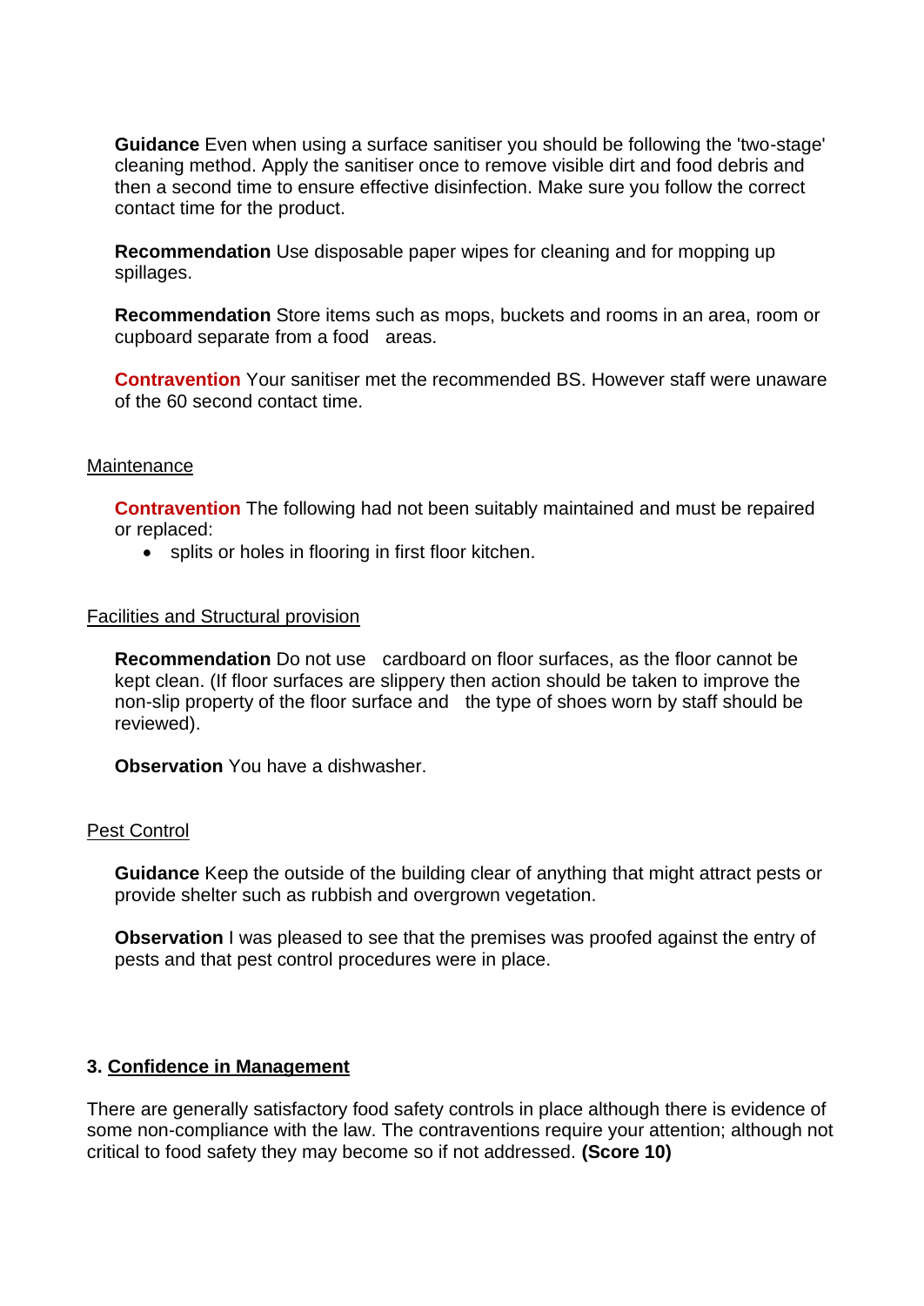**Guidance** Even when using a surface sanitiser you should be following the 'two-stage' cleaning method. Apply the sanitiser once to remove visible dirt and food debris and then a second time to ensure effective disinfection. Make sure you follow the correct contact time for the product.

**Recommendation** Use disposable paper wipes for cleaning and for mopping up spillages.

**Recommendation** Store items such as mops, buckets and rooms in an area, room or cupboard separate from a food areas.

**Contravention** Your sanitiser met the recommended BS. However staff were unaware of the 60 second contact time.

Maintenance

**Contravention** The following had not been suitably maintained and must be repaired or replaced:

- splits or holes in flooring in first floor kitchen.

Facilities and Structural provision

**Recommendation** Do not use cardboard on floor surfaces, as the floor cannot be kept clean. (If floor surfaces are slippery then action should be taken to improve the non-slip property of the floor surface and the type of shoes worn by staff should be reviewed).

**Observation** You have a dishwasher.

Pest Control

**Guidance** Keep the outside of the building clear of anything that might attract pests or provide shelter such as rubbish and overgrown vegetation.

**Observation** I was pleased to see that the premises was proofed against the entry of pests and that pest control procedures were in place.

## 3. Confidence in Management

There are generally satisfactory food safety controls in place although there is evidence of some non-compliance with the law. The contraventions require your attention; although not critical to food safety they may become so if not addressed. **(Score 10)**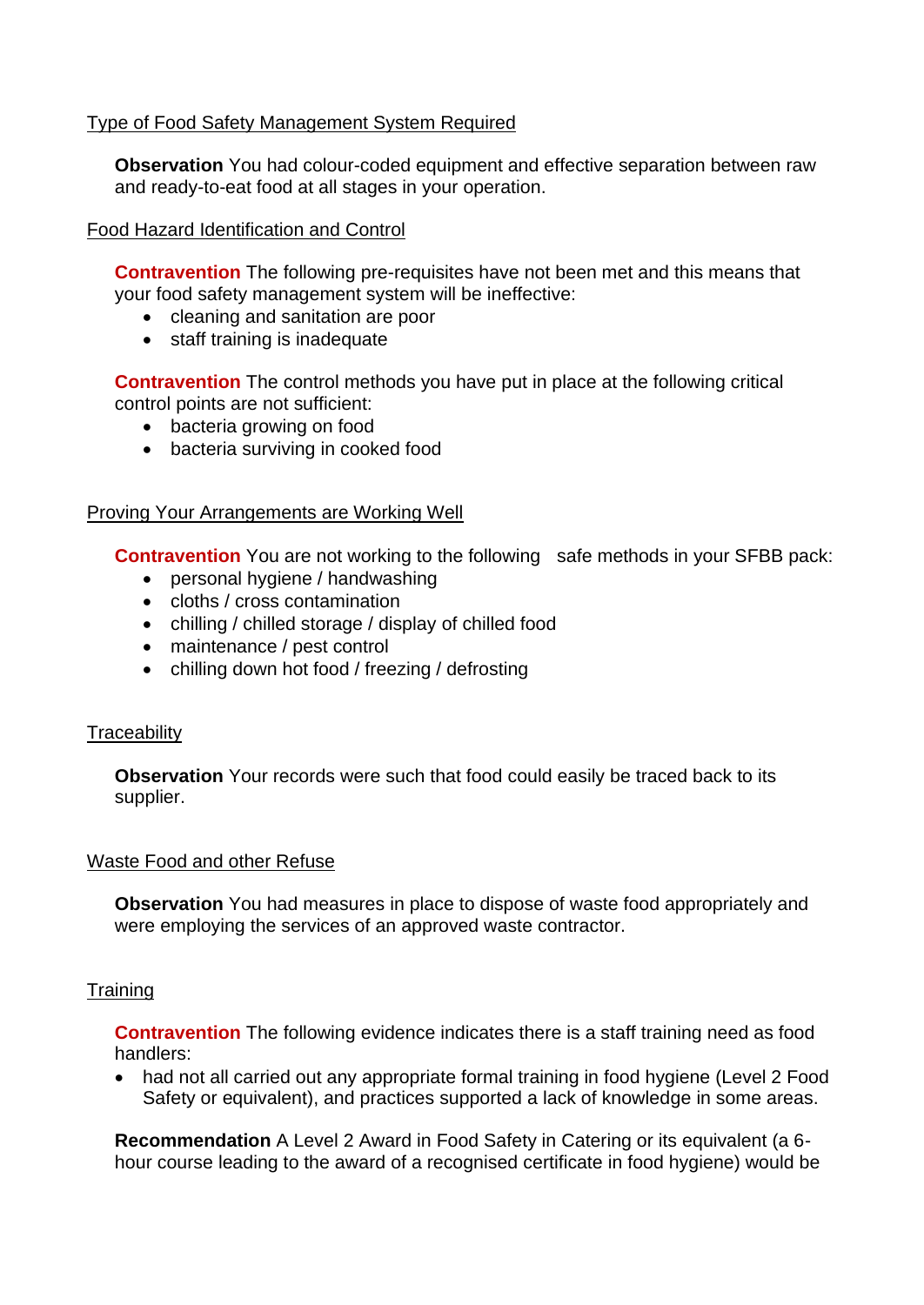Type of Food Safety Management System Required

**Observation** You had colour-coded equipment and effective separation between raw and ready-to-eat food at all stages in your operation.

Food Hazard Identification and Control

**Contravention** The following pre-requisites have not been met and this means that your food safety management system will be ineffective:

- cleaning and sanitation are poor
- staff training is inadequate

**Contravention** The control methods you have put in place at the following critical control points are not sufficient:

- bacteria growing on food
- bacteria surviving in cooked food

Proving Your Arrangements are Working Well

**Contravention** You are not working to the following safe methods in your SFBB pack:

- personal hygiene / handwashing
- cloths / cross contamination
- chilling / chilled storage / display of chilled food
- maintenance / pest control
- chilling down hot food / freezing / defrosting

Traceability

**Observation** Your records were such that food could easily be traced back to its supplier.

Waste Food and other Refuse

**Observation** You had measures in place to dispose of waste food appropriately and were employing the services of an approved waste contractor.

Training

**Contravention** The following evidence indicates there is a staff training need as food handlers:

- had not all carried out any appropriate formal training in food hygiene (Level 2 Food Safety or equivalent), and practices supported a lack of knowledge in some areas.

**Recommendation** A Level 2 Award in Food Safety in Catering or its equivalent (a 6-hour course leading to the award of a recognised certificate in food hygiene) would be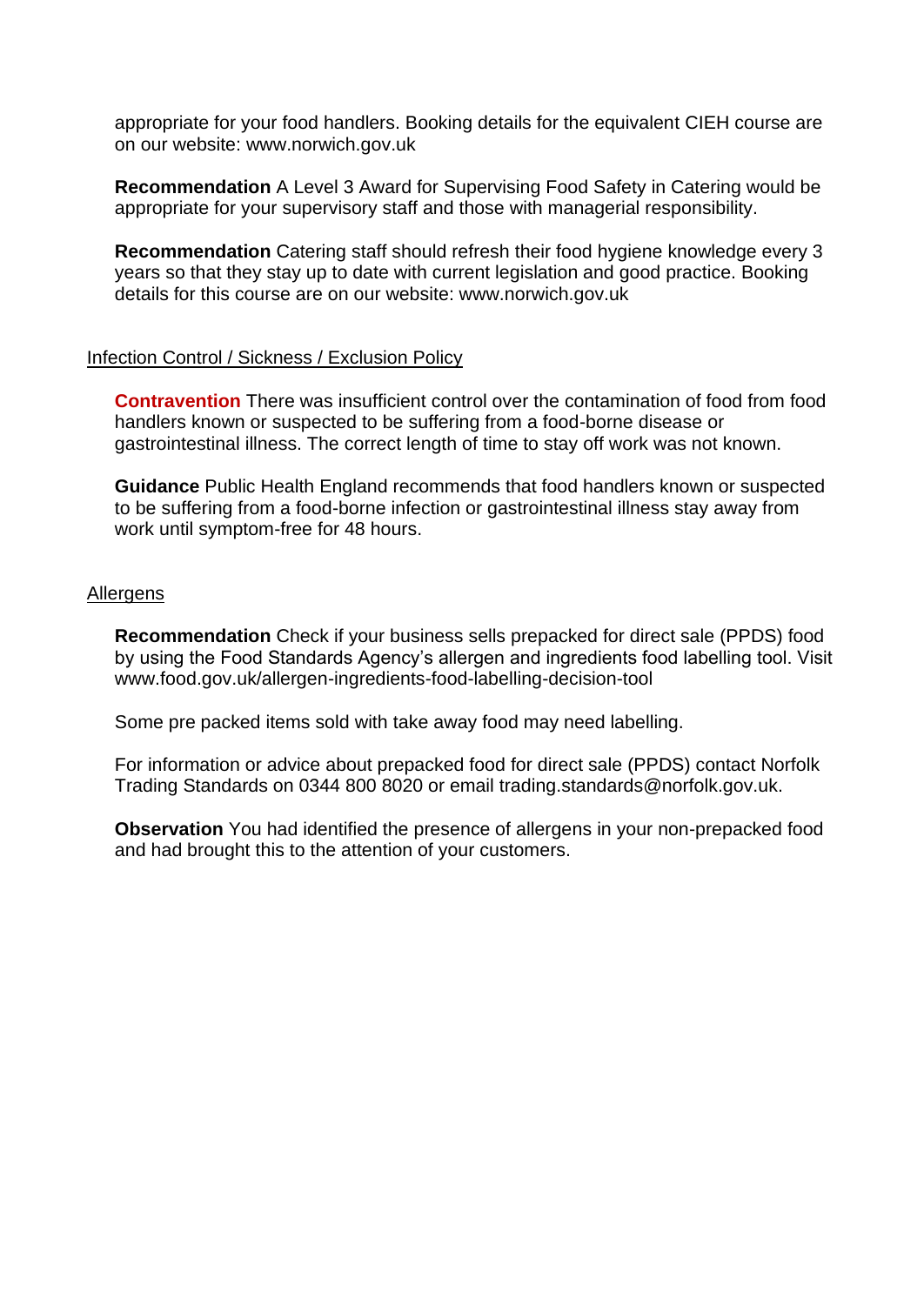appropriate for your food handlers. Booking details for the equivalent CIEH course are on our website: www.norwich.gov.uk

**Recommendation** A Level 3 Award for Supervising Food Safety in Catering would be appropriate for your supervisory staff and those with managerial responsibility.

**Recommendation** Catering staff should refresh their food hygiene knowledge every 3 years so that they stay up to date with current legislation and good practice. Booking details for this course are on our website: www.norwich.gov.uk

Infection Control / Sickness / Exclusion Policy

**Contravention** There was insufficient control over the contamination of food from food handlers known or suspected to be suffering from a food-borne disease or gastrointestinal illness. The correct length of time to stay off work was not known.

**Guidance** Public Health England recommends that food handlers known or suspected to be suffering from a food-borne infection or gastrointestinal illness stay away from work until symptom-free for 48 hours.

Allergens

**Recommendation** Check if your business sells prepacked for direct sale (PPDS) food by using the Food Standards Agency's allergen and ingredients food labelling tool. Visit www.food.gov.uk/allergen-ingredients-food-labelling-decision-tool

Some pre packed items sold with take away food may need labelling.

For information or advice about prepacked food for direct sale (PPDS) contact Norfolk Trading Standards on 0344 800 8020 or email trading.standards@norfolk.gov.uk.

**Observation** You had identified the presence of allergens in your non-prepacked food and had brought this to the attention of your customers.